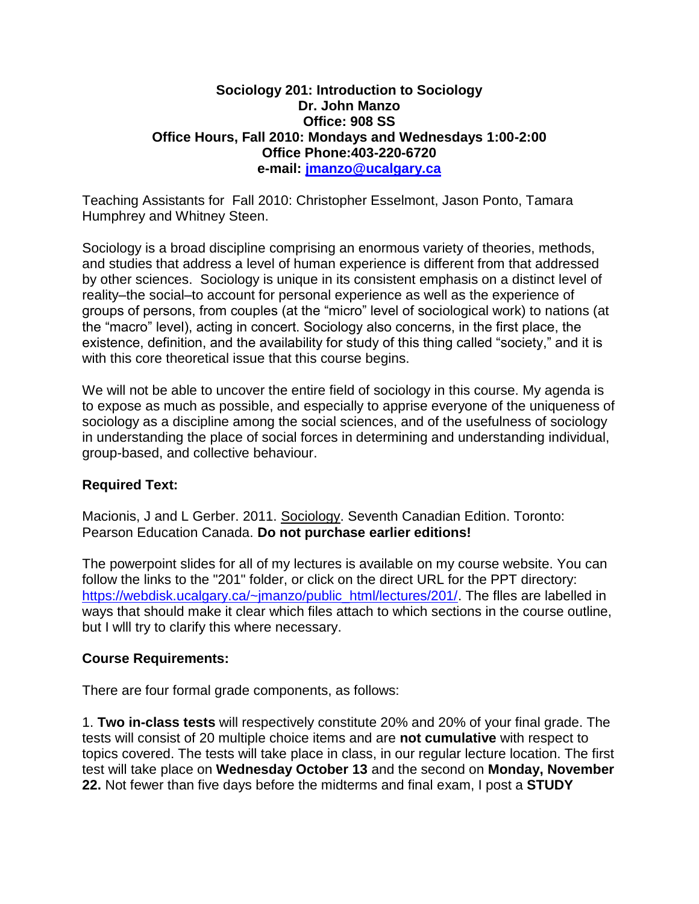**Sociology 201: Introduction to Sociology**
**Dr. John Manzo**
**Office: 908 SS**
**Office Hours, Fall 2010: Mondays and Wednesdays 1:00-2:00**
**Office Phone:403-220-6720**
**e-mail: jmanzo@ucalgary.ca**

Teaching Assistants for Fall 2010: Christopher Esselmont, Jason Ponto, Tamara Humphrey and Whitney Steen.

Sociology is a broad discipline comprising an enormous variety of theories, methods, and studies that address a level of human experience is different from that addressed by other sciences. Sociology is unique in its consistent emphasis on a distinct level of reality–the social–to account for personal experience as well as the experience of groups of persons, from couples (at the "micro" level of sociological work) to nations (at the "macro" level), acting in concert. Sociology also concerns, in the first place, the existence, definition, and the availability for study of this thing called "society," and it is with this core theoretical issue that this course begins.

We will not be able to uncover the entire field of sociology in this course. My agenda is to expose as much as possible, and especially to apprise everyone of the uniqueness of sociology as a discipline among the social sciences, and of the usefulness of sociology in understanding the place of social forces in determining and understanding individual, group-based, and collective behaviour.

**Required Text:**

Macionis, J and L Gerber. 2011. Sociology. Seventh Canadian Edition. Toronto: Pearson Education Canada. **Do not purchase earlier editions!**

The powerpoint slides for all of my lectures is available on my course website. You can follow the links to the "201" folder, or click on the direct URL for the PPT directory: https://webdisk.ucalgary.ca/~jmanzo/public_html/lectures/201/. The flles are labelled in ways that should make it clear which files attach to which sections in the course outline, but I wlll try to clarify this where necessary.

**Course Requirements:**

There are four formal grade components, as follows:

1. **Two in-class tests** will respectively constitute 20% and 20% of your final grade. The tests will consist of 20 multiple choice items and are **not cumulative** with respect to topics covered. The tests will take place in class, in our regular lecture location. The first test will take place on **Wednesday October 13** and the second on **Monday, November 22.** Not fewer than five days before the midterms and final exam, I post a **STUDY**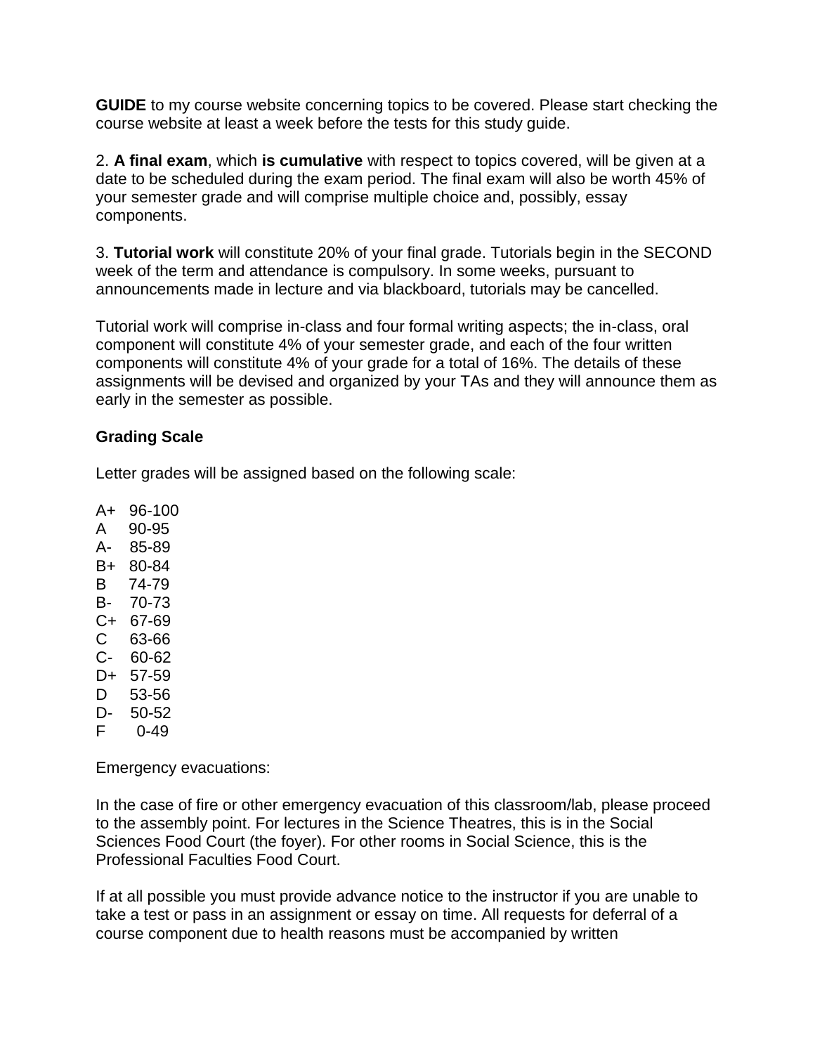**GUIDE** to my course website concerning topics to be covered. Please start checking the course website at least a week before the tests for this study guide.

2. **A final exam**, which **is cumulative** with respect to topics covered, will be given at a date to be scheduled during the exam period. The final exam will also be worth 45% of your semester grade and will comprise multiple choice and, possibly, essay components.

3. **Tutorial work** will constitute 20% of your final grade. Tutorials begin in the SECOND week of the term and attendance is compulsory. In some weeks, pursuant to announcements made in lecture and via blackboard, tutorials may be cancelled.

Tutorial work will comprise in-class and four formal writing aspects; the in-class, oral component will constitute 4% of your semester grade, and each of the four written components will constitute 4% of your grade for a total of 16%. The details of these assignments will be devised and organized by your TAs and they will announce them as early in the semester as possible.

**Grading Scale**

Letter grades will be assigned based on the following scale:

A+ 96-100
A 90-95
A- 85-89
B+ 80-84
B 74-79
B- 70-73
C+ 67-69
C 63-66
C- 60-62
D+ 57-59
D 53-56
D- 50-52
F 0-49

Emergency evacuations:

In the case of fire or other emergency evacuation of this classroom/lab, please proceed to the assembly point. For lectures in the Science Theatres, this is in the Social Sciences Food Court (the foyer). For other rooms in Social Science, this is the Professional Faculties Food Court.

If at all possible you must provide advance notice to the instructor if you are unable to take a test or pass in an assignment or essay on time. All requests for deferral of a course component due to health reasons must be accompanied by written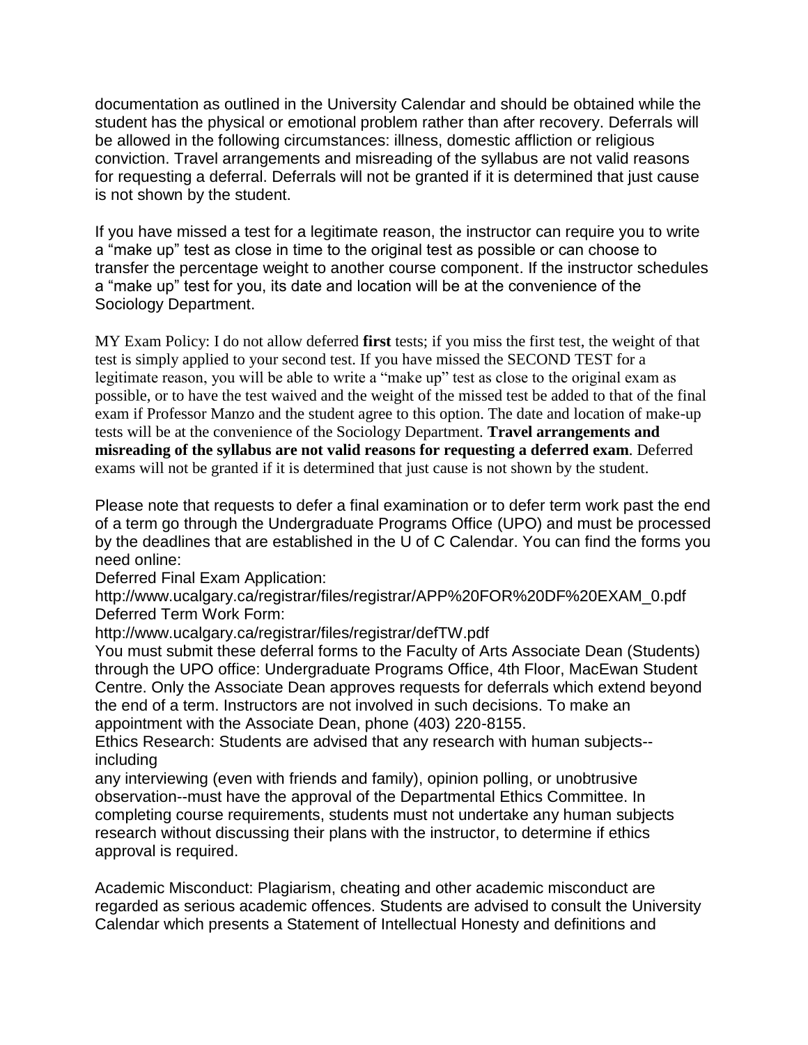documentation as outlined in the University Calendar and should be obtained while the student has the physical or emotional problem rather than after recovery. Deferrals will be allowed in the following circumstances: illness, domestic affliction or religious conviction. Travel arrangements and misreading of the syllabus are not valid reasons for requesting a deferral. Deferrals will not be granted if it is determined that just cause is not shown by the student.

If you have missed a test for a legitimate reason, the instructor can require you to write a "make up" test as close in time to the original test as possible or can choose to transfer the percentage weight to another course component. If the instructor schedules a "make up" test for you, its date and location will be at the convenience of the Sociology Department.

MY Exam Policy: I do not allow deferred **first** tests; if you miss the first test, the weight of that test is simply applied to your second test. If you have missed the SECOND TEST for a legitimate reason, you will be able to write a "make up" test as close to the original exam as possible, or to have the test waived and the weight of the missed test be added to that of the final exam if Professor Manzo and the student agree to this option. The date and location of make-up tests will be at the convenience of the Sociology Department. **Travel arrangements and misreading of the syllabus are not valid reasons for requesting a deferred exam**. Deferred exams will not be granted if it is determined that just cause is not shown by the student.

Please note that requests to defer a final examination or to defer term work past the end of a term go through the Undergraduate Programs Office (UPO) and must be processed by the deadlines that are established in the U of C Calendar. You can find the forms you need online:
Deferred Final Exam Application:
http://www.ucalgary.ca/registrar/files/registrar/APP%20FOR%20DF%20EXAM_0.pdf
Deferred Term Work Form:
http://www.ucalgary.ca/registrar/files/registrar/defTW.pdf
You must submit these deferral forms to the Faculty of Arts Associate Dean (Students) through the UPO office: Undergraduate Programs Office, 4th Floor, MacEwan Student Centre. Only the Associate Dean approves requests for deferrals which extend beyond the end of a term. Instructors are not involved in such decisions. To make an appointment with the Associate Dean, phone (403) 220-8155.
Ethics Research: Students are advised that any research with human subjects--including
any interviewing (even with friends and family), opinion polling, or unobtrusive observation--must have the approval of the Departmental Ethics Committee. In completing course requirements, students must not undertake any human subjects research without discussing their plans with the instructor, to determine if ethics approval is required.

Academic Misconduct: Plagiarism, cheating and other academic misconduct are regarded as serious academic offences. Students are advised to consult the University Calendar which presents a Statement of Intellectual Honesty and definitions and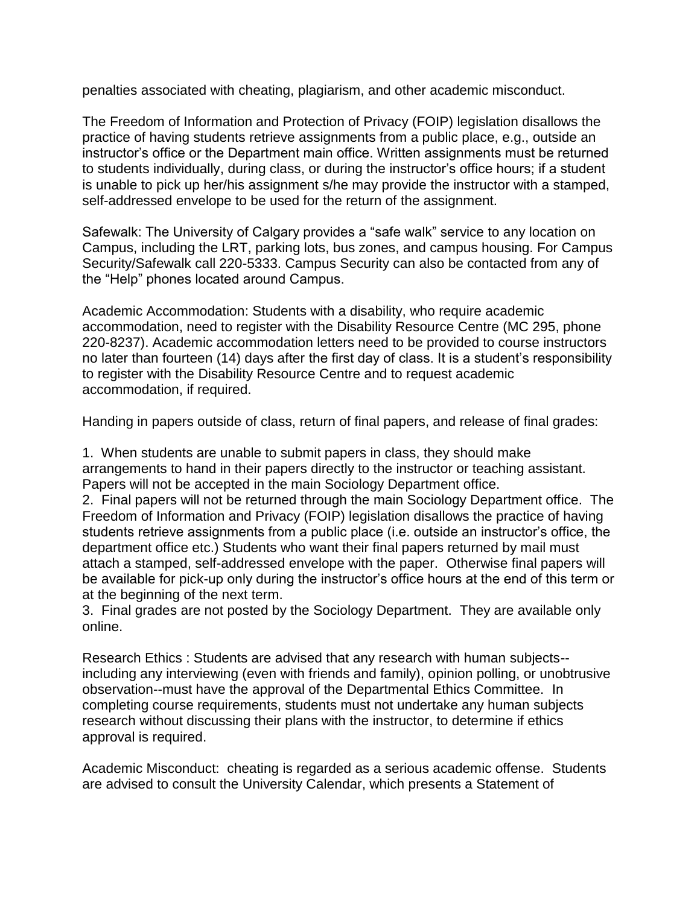penalties associated with cheating, plagiarism, and other academic misconduct.

The Freedom of Information and Protection of Privacy (FOIP) legislation disallows the practice of having students retrieve assignments from a public place, e.g., outside an instructor's office or the Department main office. Written assignments must be returned to students individually, during class, or during the instructor's office hours; if a student is unable to pick up her/his assignment s/he may provide the instructor with a stamped, self-addressed envelope to be used for the return of the assignment.

Safewalk: The University of Calgary provides a "safe walk" service to any location on Campus, including the LRT, parking lots, bus zones, and campus housing. For Campus Security/Safewalk call 220-5333. Campus Security can also be contacted from any of the "Help" phones located around Campus.

Academic Accommodation: Students with a disability, who require academic accommodation, need to register with the Disability Resource Centre (MC 295, phone 220-8237). Academic accommodation letters need to be provided to course instructors no later than fourteen (14) days after the first day of class. It is a student's responsibility to register with the Disability Resource Centre and to request academic accommodation, if required.

Handing in papers outside of class, return of final papers, and release of final grades:

1. When students are unable to submit papers in class, they should make arrangements to hand in their papers directly to the instructor or teaching assistant. Papers will not be accepted in the main Sociology Department office.
2. Final papers will not be returned through the main Sociology Department office. The Freedom of Information and Privacy (FOIP) legislation disallows the practice of having students retrieve assignments from a public place (i.e. outside an instructor's office, the department office etc.) Students who want their final papers returned by mail must attach a stamped, self-addressed envelope with the paper. Otherwise final papers will be available for pick-up only during the instructor's office hours at the end of this term or at the beginning of the next term.
3. Final grades are not posted by the Sociology Department. They are available only online.

Research Ethics : Students are advised that any research with human subjects--including any interviewing (even with friends and family), opinion polling, or unobtrusive observation--must have the approval of the Departmental Ethics Committee. In completing course requirements, students must not undertake any human subjects research without discussing their plans with the instructor, to determine if ethics approval is required.

Academic Misconduct: cheating is regarded as a serious academic offense. Students are advised to consult the University Calendar, which presents a Statement of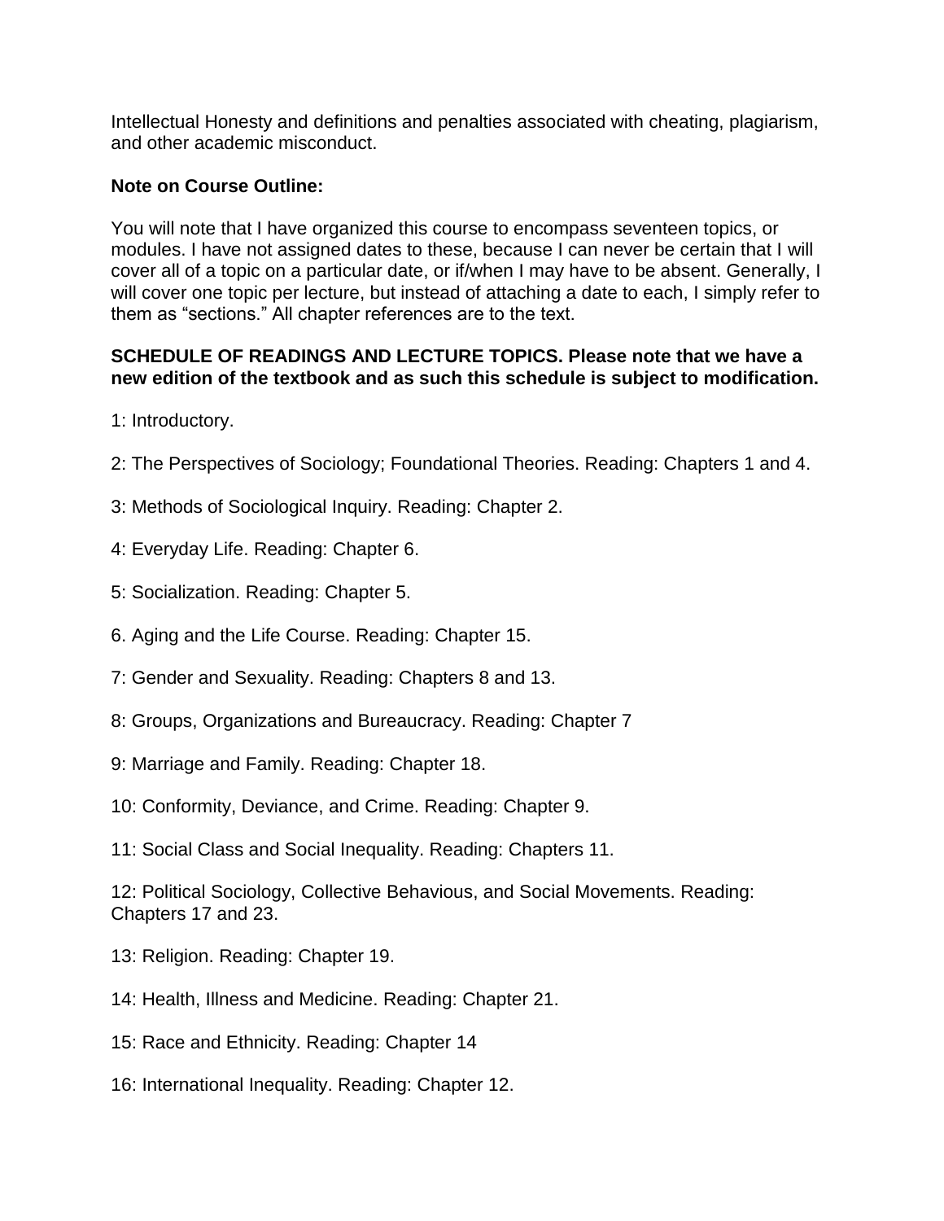Intellectual Honesty and definitions and penalties associated with cheating, plagiarism, and other academic misconduct.

**Note on Course Outline:**

You will note that I have organized this course to encompass seventeen topics, or modules. I have not assigned dates to these, because I can never be certain that I will cover all of a topic on a particular date, or if/when I may have to be absent. Generally, I will cover one topic per lecture, but instead of attaching a date to each, I simply refer to them as “sections.” All chapter references are to the text.

**SCHEDULE OF READINGS AND LECTURE TOPICS. Please note that we have a new edition of the textbook and as such this schedule is subject to modification.**

1: Introductory.

2: The Perspectives of Sociology; Foundational Theories. Reading: Chapters 1 and 4.

3: Methods of Sociological Inquiry. Reading: Chapter 2.

4: Everyday Life. Reading: Chapter 6.

5: Socialization. Reading: Chapter 5.

6. Aging and the Life Course. Reading: Chapter 15.

7: Gender and Sexuality. Reading: Chapters 8 and 13.

8: Groups, Organizations and Bureaucracy. Reading: Chapter 7

9: Marriage and Family. Reading: Chapter 18.

10: Conformity, Deviance, and Crime. Reading: Chapter 9.

11: Social Class and Social Inequality. Reading: Chapters 11.

12: Political Sociology, Collective Behavious, and Social Movements. Reading: Chapters 17 and 23.

13: Religion. Reading: Chapter 19.

14: Health, Illness and Medicine. Reading: Chapter 21.

15: Race and Ethnicity. Reading: Chapter 14

16: International Inequality. Reading: Chapter 12.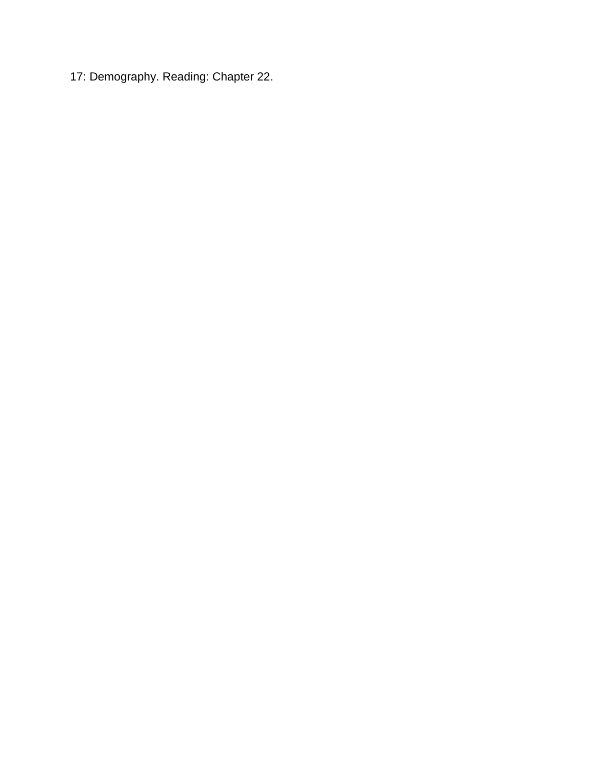17: Demography. Reading: Chapter 22.